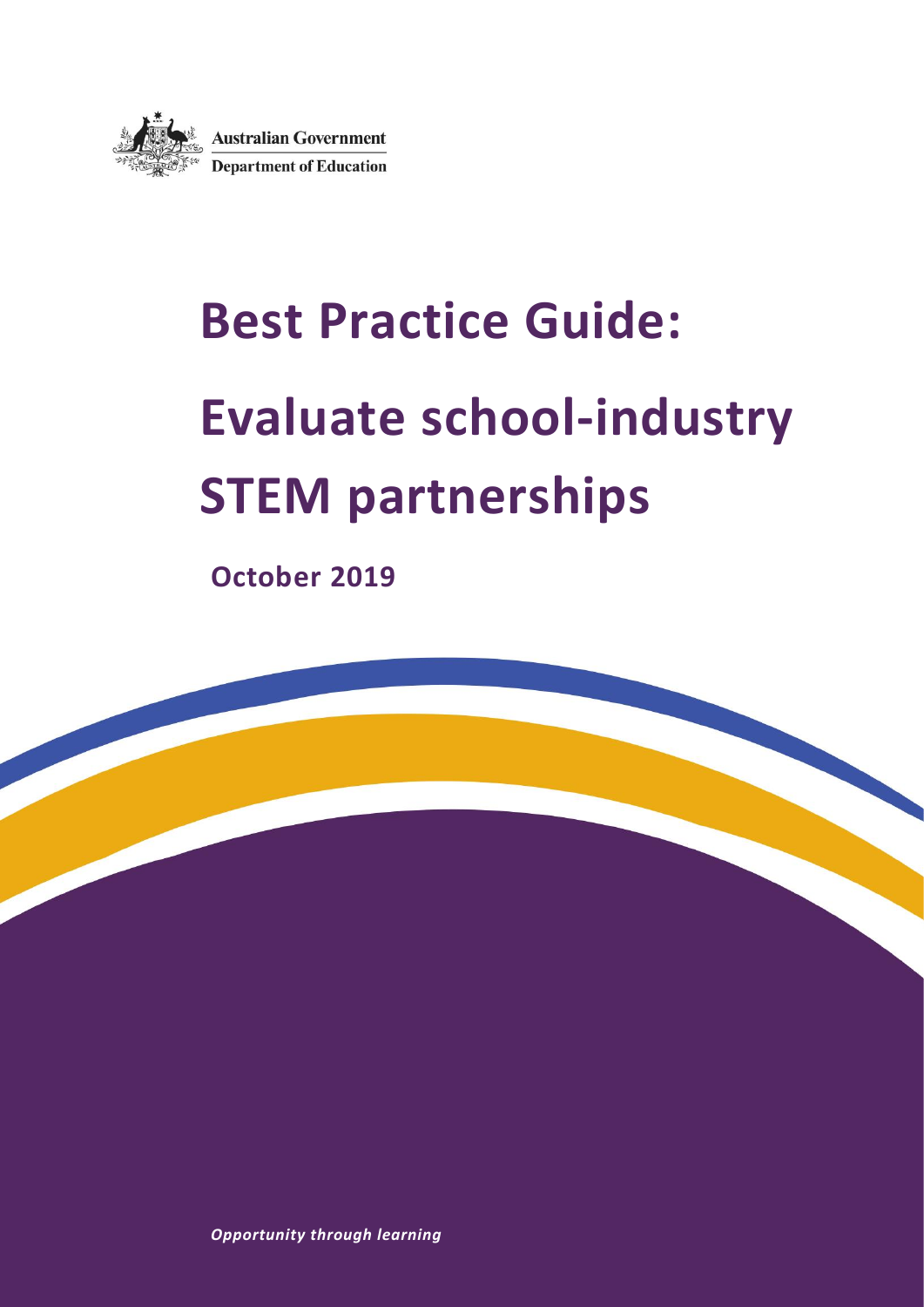Australian Government

Department of Education

# Best Practice Guide: Evaluate school-industry STEM partnerships

**October 2019**

***Opportunity through learning***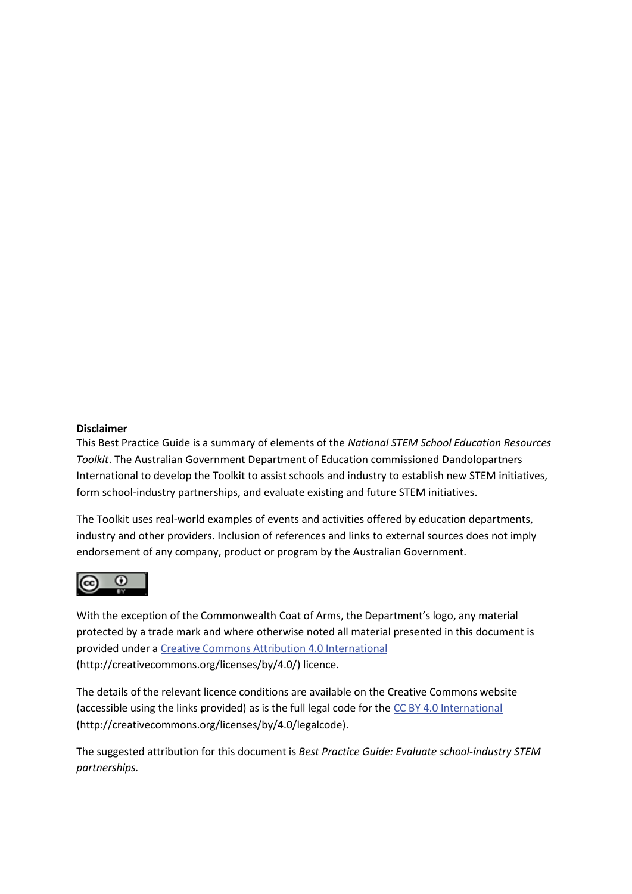**Disclaimer**

This Best Practice Guide is a summary of elements of the *National STEM School Education Resources Toolkit*. The Australian Government Department of Education commissioned Dandolopartners International to develop the Toolkit to assist schools and industry to establish new STEM initiatives, form school-industry partnerships, and evaluate existing and future STEM initiatives.

The Toolkit uses real-world examples of events and activities offered by education departments, industry and other providers. Inclusion of references and links to external sources does not imply endorsement of any company, product or program by the Australian Government.

With the exception of the Commonwealth Coat of Arms, the Department's logo, any material protected by a trade mark and where otherwise noted all material presented in this document is provided under a [Creative Commons Attribution 4.0 International](http://creativecommons.org/licenses/by/4.0/) (http://creativecommons.org/licenses/by/4.0/) licence.

The details of the relevant licence conditions are available on the Creative Commons website (accessible using the links provided) as is the full legal code for the [CC BY 4.0 International](http://creativecommons.org/licenses/by/4.0/legalcode) (http://creativecommons.org/licenses/by/4.0/legalcode).

The suggested attribution for this document is *Best Practice Guide: Evaluate school-industry STEM partnerships.*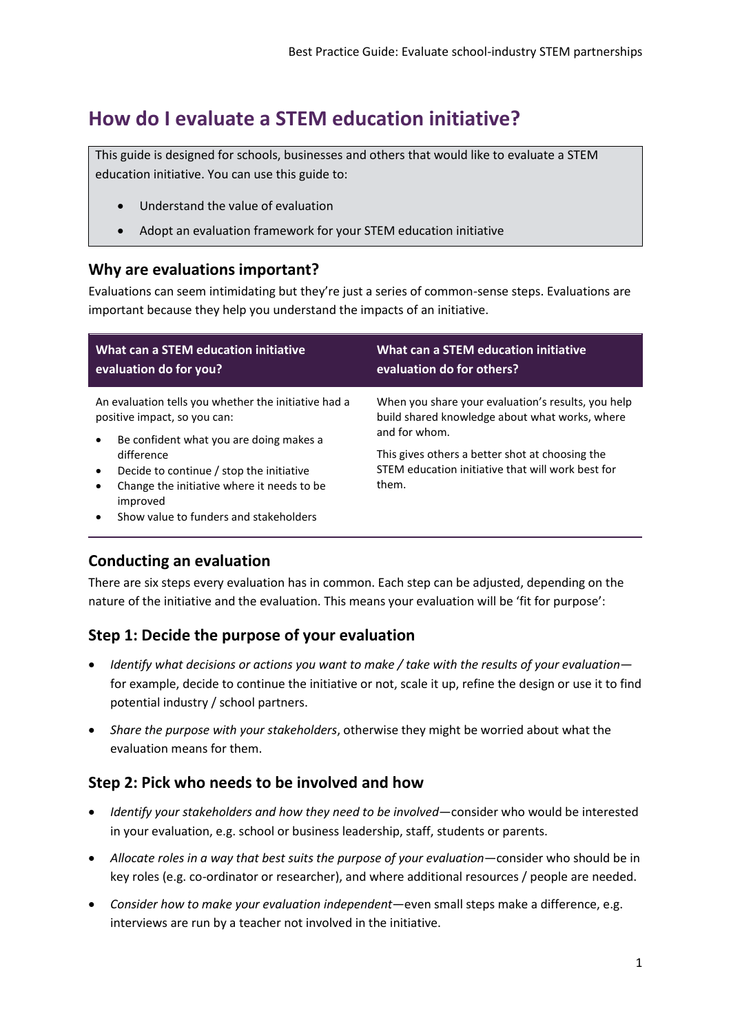# How do I evaluate a STEM education initiative?

This guide is designed for schools, businesses and others that would like to evaluate a STEM education initiative. You can use this guide to:

- Understand the value of evaluation
- Adopt an evaluation framework for your STEM education initiative

## Why are evaluations important?

Evaluations can seem intimidating but they're just a series of common-sense steps. Evaluations are important because they help you understand the impacts of an initiative.

| What can a STEM education initiative evaluation do for you? | What can a STEM education initiative evaluation do for others? |
|---|---|
| An evaluation tells you whether the initiative had a positive impact, so you can:<br>• Be confident what you are doing makes a difference<br>• Decide to continue / stop the initiative<br>• Change the initiative where it needs to be improved<br>• Show value to funders and stakeholders | When you share your evaluation's results, you help build shared knowledge about what works, where and for whom.<br>This gives others a better shot at choosing the STEM education initiative that will work best for them. |

## Conducting an evaluation

There are six steps every evaluation has in common. Each step can be adjusted, depending on the nature of the initiative and the evaluation. This means your evaluation will be 'fit for purpose':

## Step 1: Decide the purpose of your evaluation

- *Identify what decisions or actions you want to make / take with the results of your evaluation*—for example, decide to continue the initiative or not, scale it up, refine the design or use it to find potential industry / school partners.
- *Share the purpose with your stakeholders*, otherwise they might be worried about what the evaluation means for them.

## Step 2: Pick who needs to be involved and how

- *Identify your stakeholders and how they need to be involved*—consider who would be interested in your evaluation, e.g. school or business leadership, staff, students or parents.
- *Allocate roles in a way that best suits the purpose of your evaluation*—consider who should be in key roles (e.g. co-ordinator or researcher), and where additional resources / people are needed.
- *Consider how to make your evaluation independent*—even small steps make a difference, e.g. interviews are run by a teacher not involved in the initiative.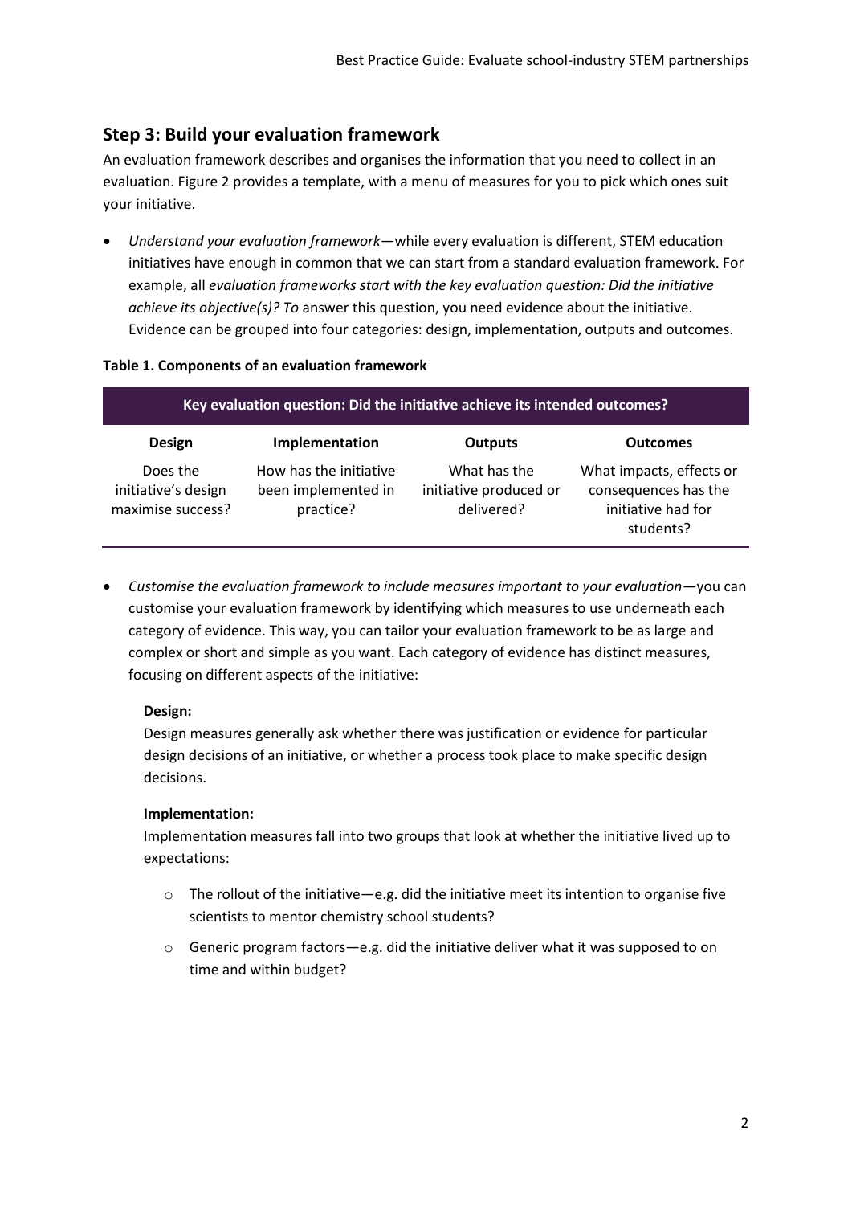## Step 3: Build your evaluation framework

An evaluation framework describes and organises the information that you need to collect in an evaluation. Figure 2 provides a template, with a menu of measures for you to pick which ones suit your initiative.

- *Understand your evaluation framework*—while every evaluation is different, STEM education initiatives have enough in common that we can start from a standard evaluation framework. For example, all *evaluation frameworks start with the key evaluation question: Did the initiative achieve its objective(s)? To* answer this question, you need evidence about the initiative. Evidence can be grouped into four categories: design, implementation, outputs and outcomes.

**Table 1. Components of an evaluation framework**

| Key evaluation question: Did the initiative achieve its intended outcomes? | | | |
|---|---|---|---|
| **Design** | **Implementation** | **Outputs** | **Outcomes** |
| Does the initiative's design maximise success? | How has the initiative been implemented in practice? | What has the initiative produced or delivered? | What impacts, effects or consequences has the initiative had for students? |

- *Customise the evaluation framework to include measures important to your evaluation*—you can customise your evaluation framework by identifying which measures to use underneath each category of evidence. This way, you can tailor your evaluation framework to be as large and complex or short and simple as you want. Each category of evidence has distinct measures, focusing on different aspects of the initiative:

  **Design:**

  Design measures generally ask whether there was justification or evidence for particular design decisions of an initiative, or whether a process took place to make specific design decisions.

  **Implementation:**

  Implementation measures fall into two groups that look at whether the initiative lived up to expectations:

  - The rollout of the initiative—e.g. did the initiative meet its intention to organise five scientists to mentor chemistry school students?
  - Generic program factors—e.g. did the initiative deliver what it was supposed to on time and within budget?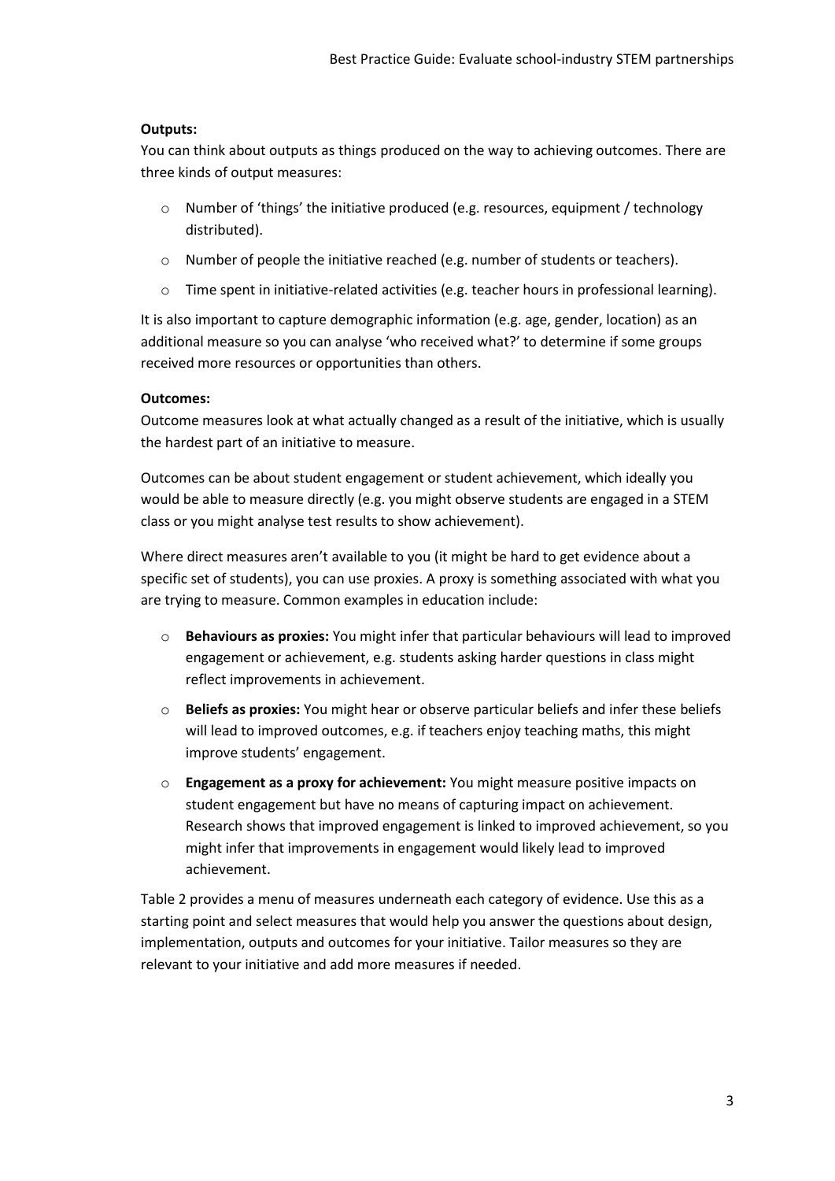**Outputs:**

You can think about outputs as things produced on the way to achieving outcomes. There are three kinds of output measures:

- Number of 'things' the initiative produced (e.g. resources, equipment / technology distributed).
- Number of people the initiative reached (e.g. number of students or teachers).
- Time spent in initiative-related activities (e.g. teacher hours in professional learning).

It is also important to capture demographic information (e.g. age, gender, location) as an additional measure so you can analyse 'who received what?' to determine if some groups received more resources or opportunities than others.

**Outcomes:**

Outcome measures look at what actually changed as a result of the initiative, which is usually the hardest part of an initiative to measure.

Outcomes can be about student engagement or student achievement, which ideally you would be able to measure directly (e.g. you might observe students are engaged in a STEM class or you might analyse test results to show achievement).

Where direct measures aren't available to you (it might be hard to get evidence about a specific set of students), you can use proxies. A proxy is something associated with what you are trying to measure. Common examples in education include:

- **Behaviours as proxies:** You might infer that particular behaviours will lead to improved engagement or achievement, e.g. students asking harder questions in class might reflect improvements in achievement.
- **Beliefs as proxies:** You might hear or observe particular beliefs and infer these beliefs will lead to improved outcomes, e.g. if teachers enjoy teaching maths, this might improve students' engagement.
- **Engagement as a proxy for achievement:** You might measure positive impacts on student engagement but have no means of capturing impact on achievement. Research shows that improved engagement is linked to improved achievement, so you might infer that improvements in engagement would likely lead to improved achievement.

Table 2 provides a menu of measures underneath each category of evidence. Use this as a starting point and select measures that would help you answer the questions about design, implementation, outputs and outcomes for your initiative. Tailor measures so they are relevant to your initiative and add more measures if needed.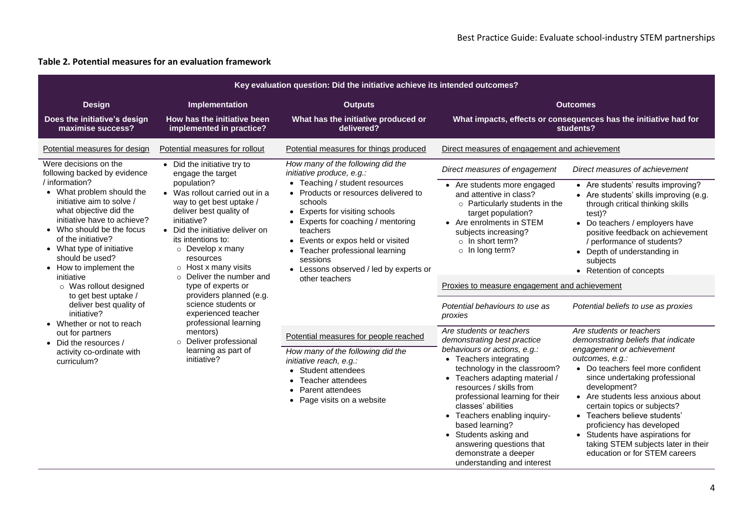**Table 2. Potential measures for an evaluation framework**

| Key evaluation question: Did the initiative achieve its intended outcomes? | | | | |
|---|---|---|---|---|
| **Design** | **Implementation** | **Outputs** | **Outcomes** | |
| **Does the initiative's design maximise success?** | **How has the initiative been implemented in practice?** | **What has the initiative produced or delivered?** | **What impacts, effects or consequences has the initiative had for students?** | |
| Potential measures for design | Potential measures for rollout | Potential measures for things produced | Direct measures of engagement and achievement | |
| Were decisions on the following backed by evidence / information?<br>• What problem should the initiative aim to solve / what objective did the initiative have to achieve?<br>• Who should be the focus of the initiative?<br>• What type of initiative should be used?<br>• How to implement the initiative<br>  ○ Was rollout designed to get best uptake / deliver best quality of initiative?<br>• Whether or not to reach out for partners<br>• Did the resources / activity co-ordinate with curriculum? | • Did the initiative try to engage the target population?<br>• Was rollout carried out in a way to get best uptake / deliver best quality of initiative?<br>• Did the initiative deliver on its intentions to:<br>  ○ Develop x many resources<br>  ○ Host x many visits<br>  ○ Deliver the number and type of experts or providers planned (e.g. science students or experienced teacher professional learning mentors)<br>  ○ Deliver professional learning as part of initiative? | *How many of the following did the initiative produce, e.g.:*<br>• Teaching / student resources<br>• Products or resources delivered to schools<br>• Experts for visiting schools<br>• Experts for coaching / mentoring teachers<br>• Events or expos held or visited<br>• Teacher professional learning sessions<br>• Lessons observed / led by experts or other teachers | *Direct measures of engagement*<br>• Are students more engaged and attentive in class?<br>  ○ Particularly students in the target population?<br>• Are enrolments in STEM subjects increasing?<br>  ○ In short term?<br>  ○ In long term? | *Direct measures of achievement*<br>• Are students' results improving?<br>• Are students' skills improving (e.g. through critical thinking skills test)?<br>• Do teachers / employers have positive feedback on achievement / performance of students?<br>• Depth of understanding in subjects<br>• Retention of concepts |
| | | | Proxies to measure engagement and achievement | |
| | | | *Potential behaviours to use as proxies* | *Potential beliefs to use as proxies* |
| | | Potential measures for people reached<br><br>*How many of the following did the initiative reach, e.g.:*<br>• Student attendees<br>• Teacher attendees<br>• Parent attendees<br>• Page visits on a website | *Are students or teachers demonstrating best practice behaviours or actions, e.g.:*<br>• Teachers integrating technology in the classroom?<br>• Teachers adapting material / resources / skills from professional learning for their classes' abilities<br>• Teachers enabling inquiry-based learning?<br>• Students asking and answering questions that demonstrate a deeper understanding and interest | *Are students or teachers demonstrating beliefs that indicate engagement or achievement outcomes, e.g.:*<br>• Do teachers feel more confident since undertaking professional development?<br>• Are students less anxious about certain topics or subjects?<br>• Teachers believe students' proficiency has developed<br>• Students have aspirations for taking STEM subjects later in their education or for STEM careers |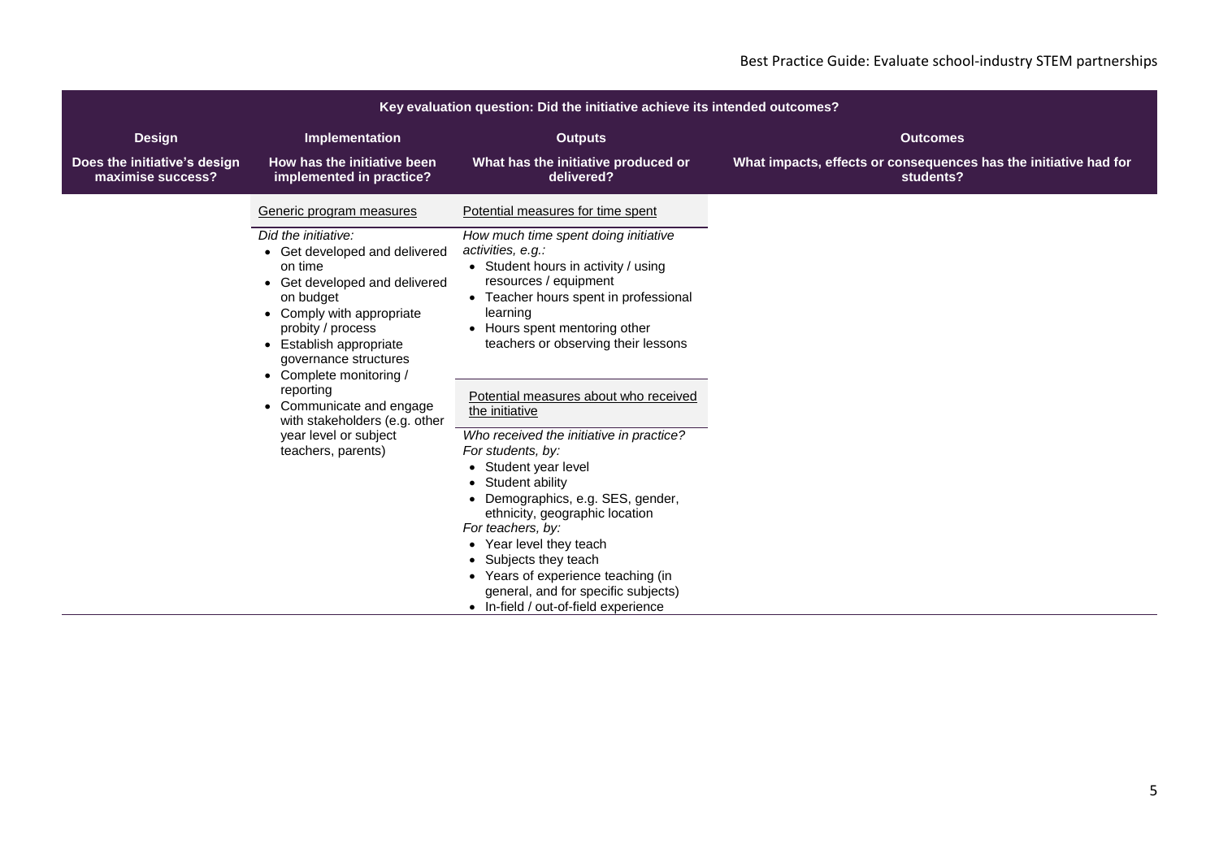| Key evaluation question: Did the initiative achieve its intended outcomes? | | | |
|---|---|---|---|
| **Design** | **Implementation** | **Outputs** | **Outcomes** |
| **Does the initiative's design maximise success?** | **How has the initiative been implemented in practice?** | **What has the initiative produced or delivered?** | **What impacts, effects or consequences has the initiative had for students?** |
| | Generic program measures | Potential measures for time spent | |
| | *Did the initiative:*<br>• Get developed and delivered on time<br>• Get developed and delivered on budget<br>• Comply with appropriate probity / process<br>• Establish appropriate governance structures<br>• Complete monitoring / reporting<br>• Communicate and engage with stakeholders (e.g. other year level or subject teachers, parents) | *How much time spent doing initiative activities, e.g.:*<br>• Student hours in activity / using resources / equipment<br>• Teacher hours spent in professional learning<br>• Hours spent mentoring other teachers or observing their lessons | |
| | | Potential measures about who received the initiative | |
| | | *Who received the initiative in practice?*<br>*For students, by:*<br>• Student year level<br>• Student ability<br>• Demographics, e.g. SES, gender, ethnicity, geographic location<br>*For teachers, by:*<br>• Year level they teach<br>• Subjects they teach<br>• Years of experience teaching (in general, and for specific subjects)<br>• In-field / out-of-field experience | |